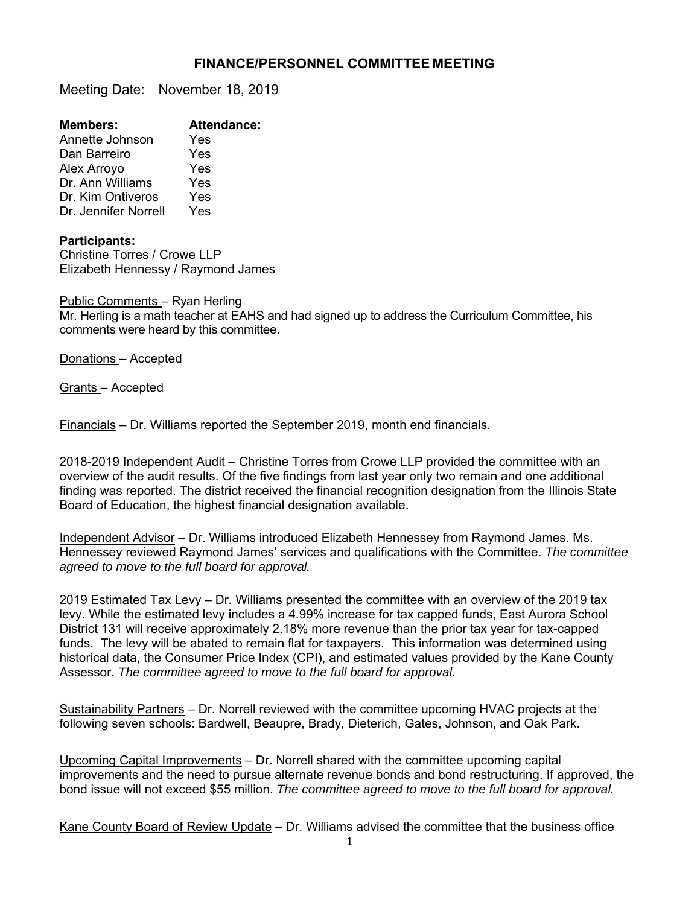# FINANCE/PERSONNEL COMMITTEE MEETING

Meeting Date: November 18, 2019

| **Members:** | **Attendance:** |
|---|---|
| Annette Johnson | Yes |
| Dan Barreiro | Yes |
| Alex Arroyo | Yes |
| Dr. Ann Williams | Yes |
| Dr. Kim Ontiveros | Yes |
| Dr. Jennifer Norrell | Yes |

**Participants:**
Christine Torres / Crowe LLP
Elizabeth Hennessy / Raymond James

Public Comments – Ryan Herling
Mr. Herling is a math teacher at EAHS and had signed up to address the Curriculum Committee, his comments were heard by this committee.

Donations – Accepted

Grants – Accepted

Financials – Dr. Williams reported the September 2019, month end financials.

2018-2019 Independent Audit – Christine Torres from Crowe LLP provided the committee with an overview of the audit results. Of the five findings from last year only two remain and one additional finding was reported. The district received the financial recognition designation from the Illinois State Board of Education, the highest financial designation available.

Independent Advisor – Dr. Williams introduced Elizabeth Hennessey from Raymond James. Ms. Hennessey reviewed Raymond James' services and qualifications with the Committee. *The committee agreed to move to the full board for approval.*

2019 Estimated Tax Levy – Dr. Williams presented the committee with an overview of the 2019 tax levy. While the estimated levy includes a 4.99% increase for tax capped funds, East Aurora School District 131 will receive approximately 2.18% more revenue than the prior tax year for tax-capped funds. The levy will be abated to remain flat for taxpayers. This information was determined using historical data, the Consumer Price Index (CPI), and estimated values provided by the Kane County Assessor. *The committee agreed to move to the full board for approval.*

Sustainability Partners – Dr. Norrell reviewed with the committee upcoming HVAC projects at the following seven schools: Bardwell, Beaupre, Brady, Dieterich, Gates, Johnson, and Oak Park.

Upcoming Capital Improvements – Dr. Norrell shared with the committee upcoming capital improvements and the need to pursue alternate revenue bonds and bond restructuring. If approved, the bond issue will not exceed $55 million. *The committee agreed to move to the full board for approval.*

Kane County Board of Review Update – Dr. Williams advised the committee that the business office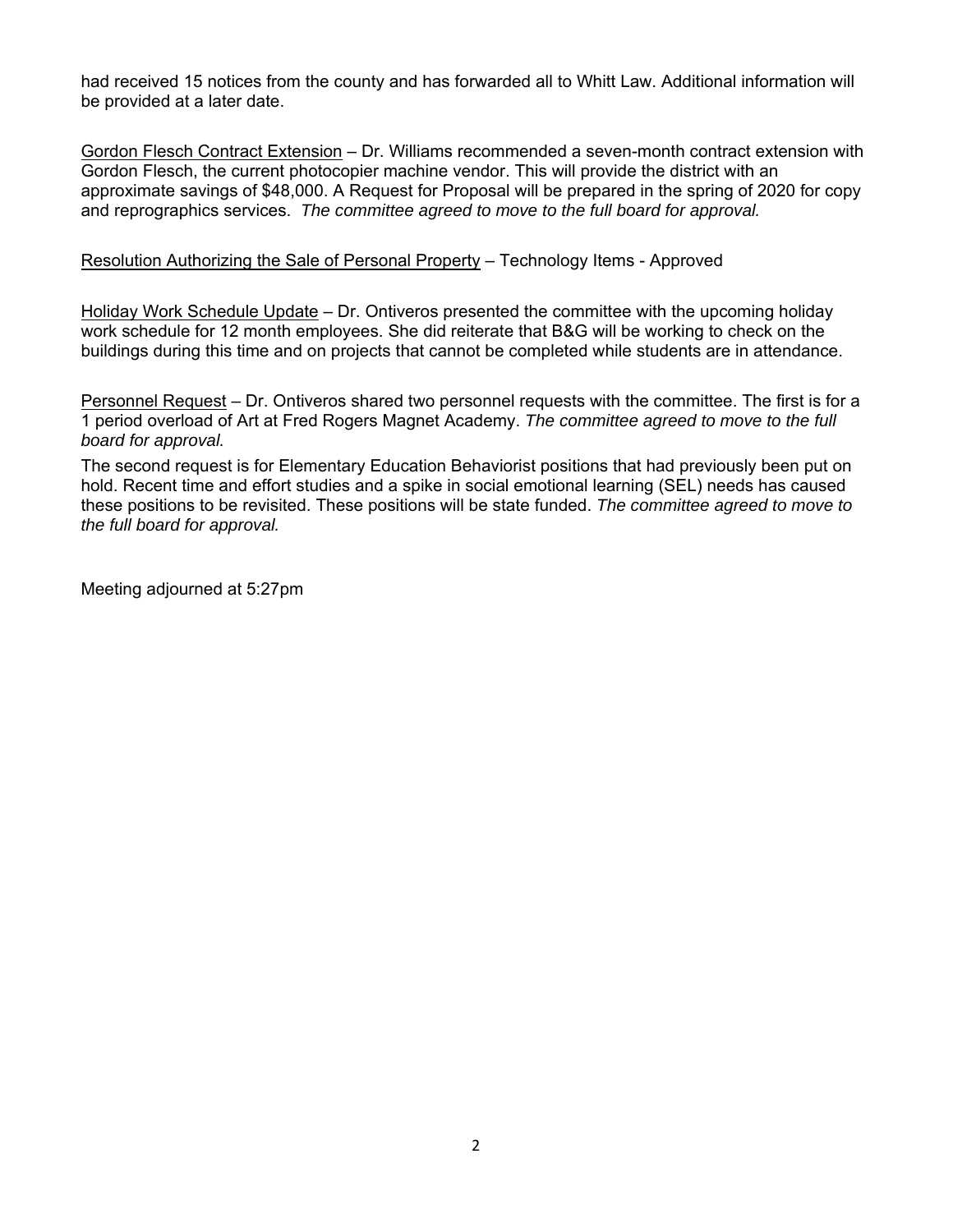had received 15 notices from the county and has forwarded all to Whitt Law. Additional information will be provided at a later date.

<u>Gordon Flesch Contract Extension</u> – Dr. Williams recommended a seven-month contract extension with Gordon Flesch, the current photocopier machine vendor. This will provide the district with an approximate savings of $48,000. A Request for Proposal will be prepared in the spring of 2020 for copy and reprographics services. *The committee agreed to move to the full board for approval.*

<u>Resolution Authorizing the Sale of Personal Property</u> – Technology Items - Approved

<u>Holiday Work Schedule Update</u> – Dr. Ontiveros presented the committee with the upcoming holiday work schedule for 12 month employees. She did reiterate that B&G will be working to check on the buildings during this time and on projects that cannot be completed while students are in attendance.

<u>Personnel Request</u> – Dr. Ontiveros shared two personnel requests with the committee. The first is for a 1 period overload of Art at Fred Rogers Magnet Academy. *The committee agreed to move to the full board for approval.*

The second request is for Elementary Education Behaviorist positions that had previously been put on hold. Recent time and effort studies and a spike in social emotional learning (SEL) needs has caused these positions to be revisited. These positions will be state funded. *The committee agreed to move to the full board for approval.*

Meeting adjourned at 5:27pm